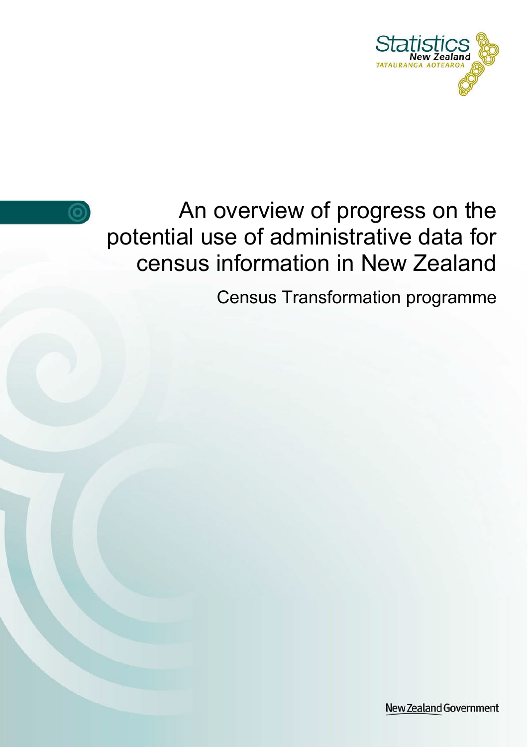Statistics New Zealand
TATAURANGA AOTEAROA

# An overview of progress on the potential use of administrative data for census information in New Zealand

## Census Transformation programme

New Zealand Government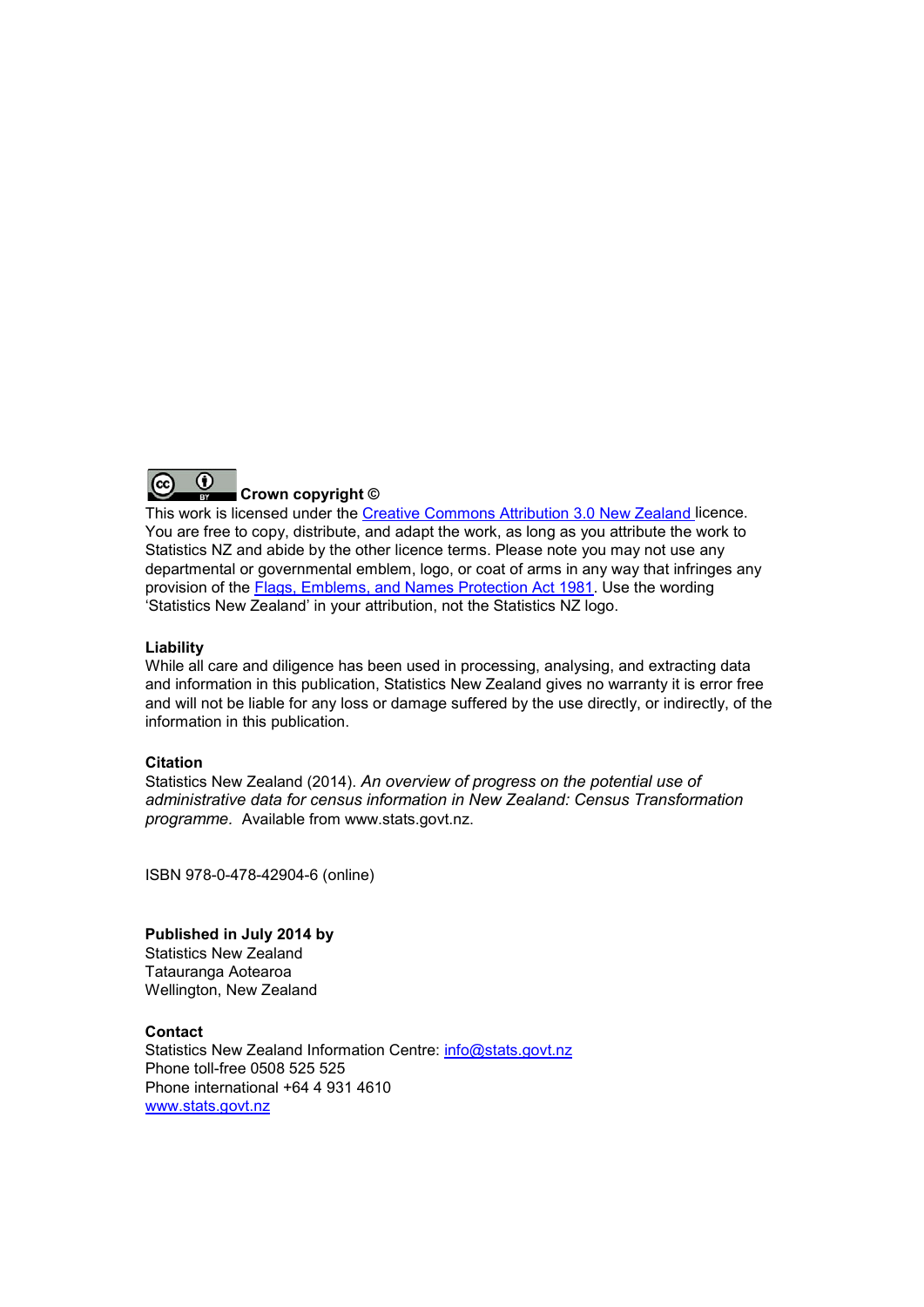**Crown copyright ©**

This work is licensed under the [Creative Commons Attribution 3.0 New Zealand](https://creativecommons.org/licenses/by/3.0/nz/) licence. You are free to copy, distribute, and adapt the work, as long as you attribute the work to Statistics NZ and abide by the other licence terms. Please note you may not use any departmental or governmental emblem, logo, or coat of arms in any way that infringes any provision of the Flags, Emblems, and Names Protection Act 1981. Use the wording 'Statistics New Zealand' in your attribution, not the Statistics NZ logo.

**Liability**

While all care and diligence has been used in processing, analysing, and extracting data and information in this publication, Statistics New Zealand gives no warranty it is error free and will not be liable for any loss or damage suffered by the use directly, or indirectly, of the information in this publication.

**Citation**

Statistics New Zealand (2014). *An overview of progress on the potential use of administrative data for census information in New Zealand: Census Transformation programme*. Available from www.stats.govt.nz.

ISBN 978-0-478-42904-6 (online)

**Published in July 2014 by**

Statistics New Zealand
Tatauranga Aotearoa
Wellington, New Zealand

**Contact**

Statistics New Zealand Information Centre: info@stats.govt.nz
Phone toll-free 0508 525 525
Phone international +64 4 931 4610
www.stats.govt.nz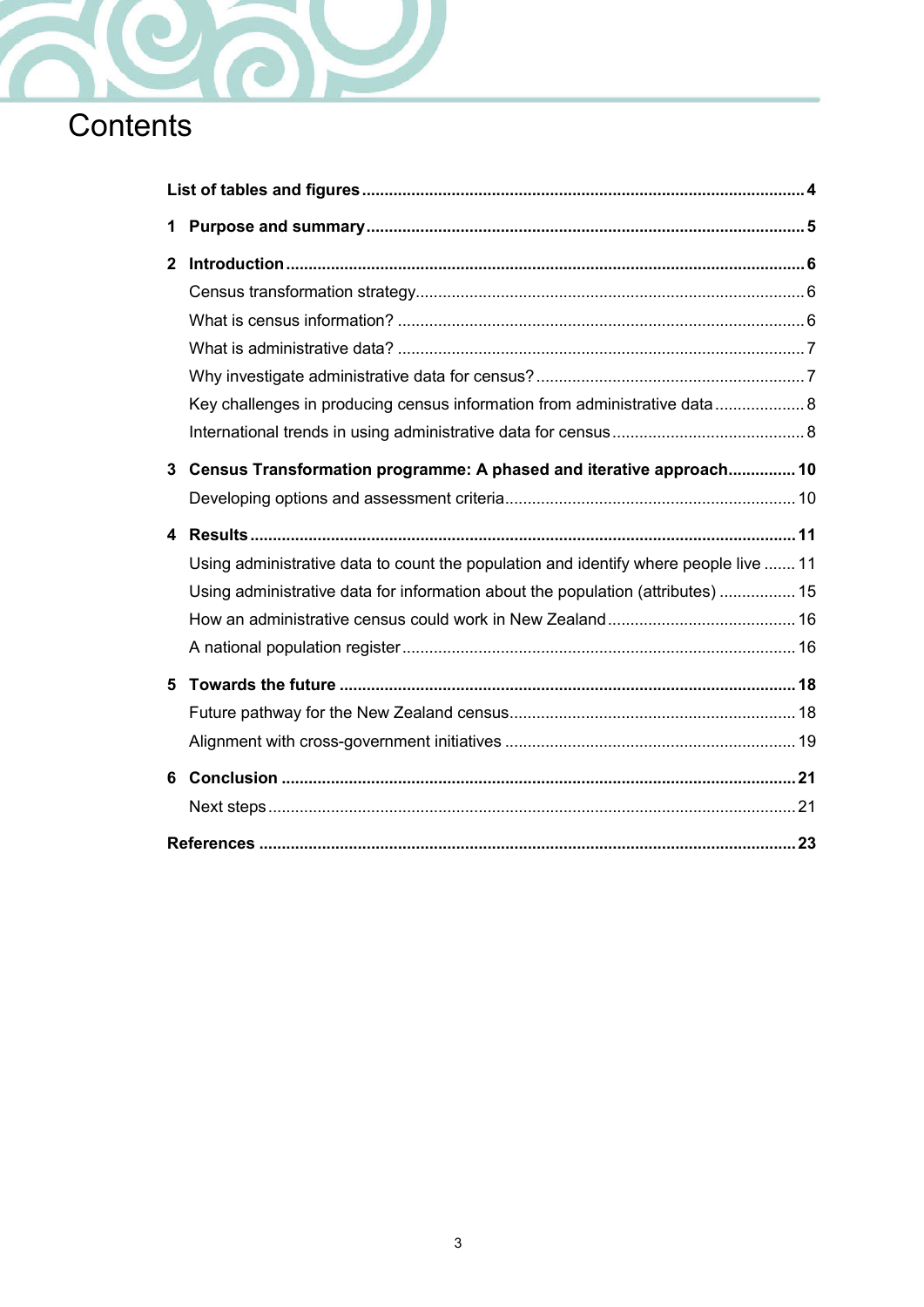# Contents

**List of tables and figures** ..... 4

**1 Purpose and summary** ..... 5

**2 Introduction** ..... 6

- Census transformation strategy ..... 6
- What is census information? ..... 6
- What is administrative data? ..... 7
- Why investigate administrative data for census? ..... 7
- Key challenges in producing census information from administrative data ..... 8
- International trends in using administrative data for census ..... 8

**3 Census Transformation programme: A phased and iterative approach** ..... 10

- Developing options and assessment criteria ..... 10

**4 Results** ..... 11

- Using administrative data to count the population and identify where people live ..... 11
- Using administrative data for information about the population (attributes) ..... 15
- How an administrative census could work in New Zealand ..... 16
- A national population register ..... 16

**5 Towards the future** ..... 18

- Future pathway for the New Zealand census ..... 18
- Alignment with cross-government initiatives ..... 19

**6 Conclusion** ..... 21

- Next steps ..... 21

**References** ..... 23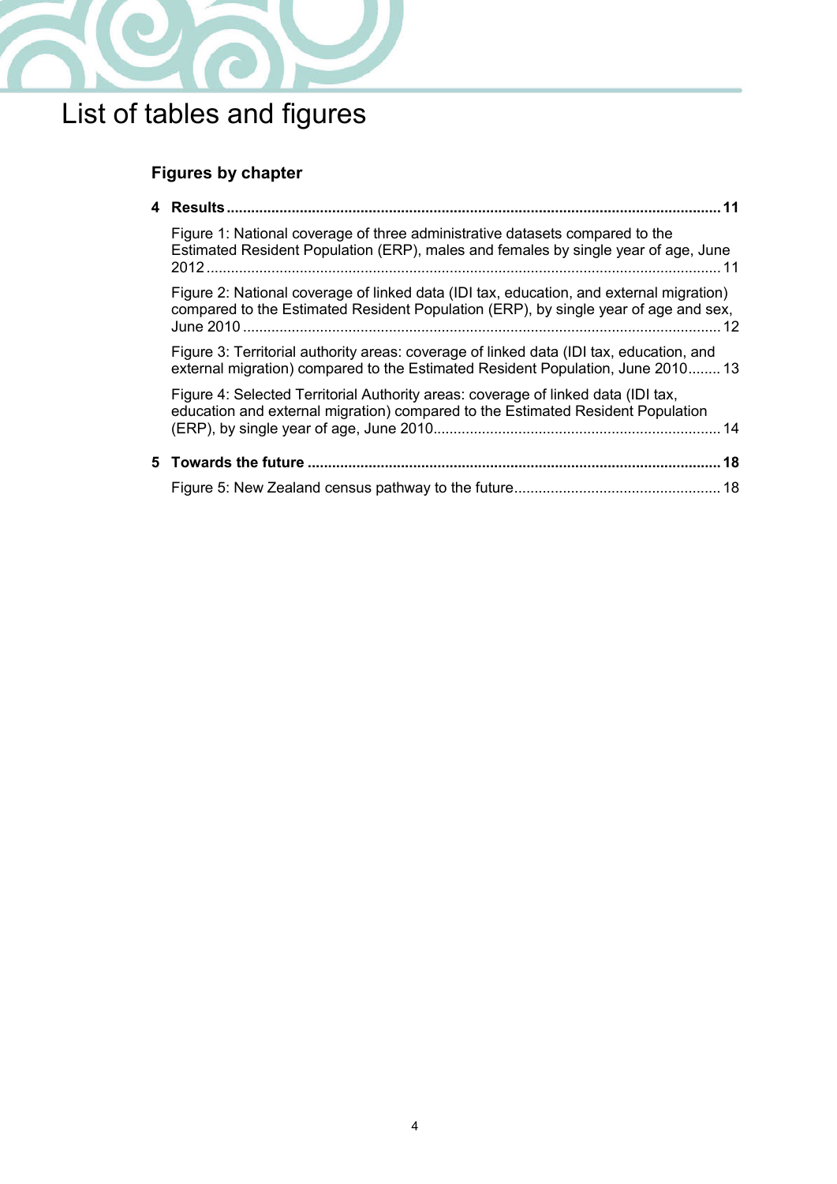# List of tables and figures

### Figures by chapter

**4 Results ........................................................................................................................ 11**

Figure 1: National coverage of three administrative datasets compared to the Estimated Resident Population (ERP), males and females by single year of age, June 2012 .............................................................................................................................. 11

Figure 2: National coverage of linked data (IDI tax, education, and external migration) compared to the Estimated Resident Population (ERP), by single year of age and sex, June 2010 ..................................................................................................................... 12

Figure 3: Territorial authority areas: coverage of linked data (IDI tax, education, and external migration) compared to the Estimated Resident Population, June 2010........ 13

Figure 4: Selected Territorial Authority areas: coverage of linked data (IDI tax, education and external migration) compared to the Estimated Resident Population (ERP), by single year of age, June 2010...................................................................... 14

**5 Towards the future .................................................................................................... 18**

Figure 5: New Zealand census pathway to the future.................................................. 18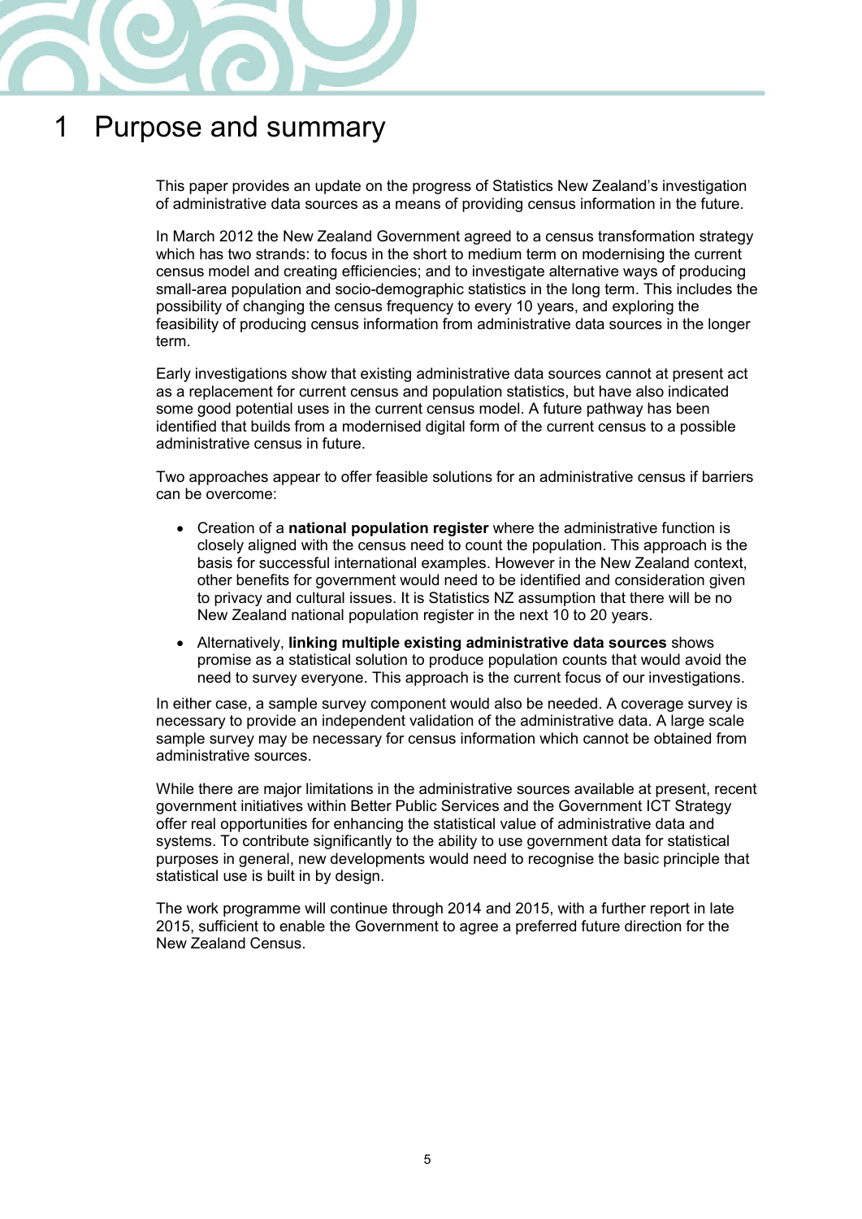# 1 Purpose and summary

This paper provides an update on the progress of Statistics New Zealand's investigation of administrative data sources as a means of providing census information in the future.

In March 2012 the New Zealand Government agreed to a census transformation strategy which has two strands: to focus in the short to medium term on modernising the current census model and creating efficiencies; and to investigate alternative ways of producing small-area population and socio-demographic statistics in the long term. This includes the possibility of changing the census frequency to every 10 years, and exploring the feasibility of producing census information from administrative data sources in the longer term.

Early investigations show that existing administrative data sources cannot at present act as a replacement for current census and population statistics, but have also indicated some good potential uses in the current census model. A future pathway has been identified that builds from a modernised digital form of the current census to a possible administrative census in future.

Two approaches appear to offer feasible solutions for an administrative census if barriers can be overcome:

- Creation of a **national population register** where the administrative function is closely aligned with the census need to count the population. This approach is the basis for successful international examples. However in the New Zealand context, other benefits for government would need to be identified and consideration given to privacy and cultural issues. It is Statistics NZ assumption that there will be no New Zealand national population register in the next 10 to 20 years.
- Alternatively, **linking multiple existing administrative data sources** shows promise as a statistical solution to produce population counts that would avoid the need to survey everyone. This approach is the current focus of our investigations.

In either case, a sample survey component would also be needed. A coverage survey is necessary to provide an independent validation of the administrative data. A large scale sample survey may be necessary for census information which cannot be obtained from administrative sources.

While there are major limitations in the administrative sources available at present, recent government initiatives within Better Public Services and the Government ICT Strategy offer real opportunities for enhancing the statistical value of administrative data and systems. To contribute significantly to the ability to use government data for statistical purposes in general, new developments would need to recognise the basic principle that statistical use is built in by design.

The work programme will continue through 2014 and 2015, with a further report in late 2015, sufficient to enable the Government to agree a preferred future direction for the New Zealand Census.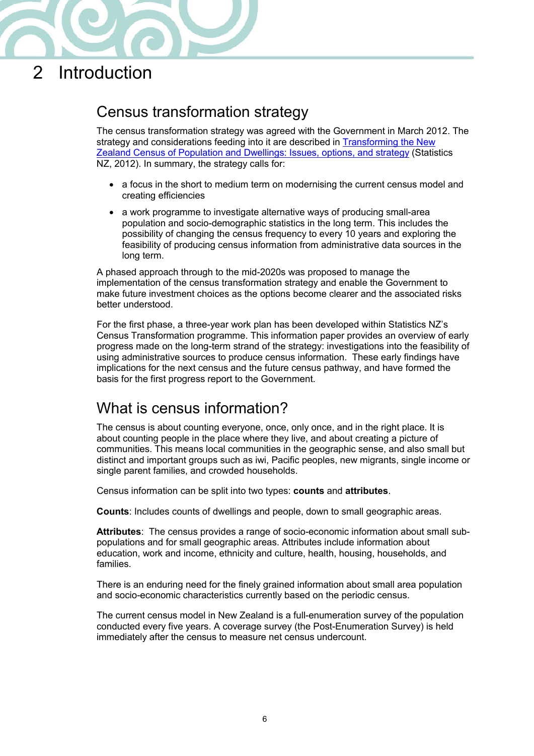# 2 Introduction

## Census transformation strategy

The census transformation strategy was agreed with the Government in March 2012. The strategy and considerations feeding into it are described in Transforming the New Zealand Census of Population and Dwellings: Issues, options, and strategy (Statistics NZ, 2012). In summary, the strategy calls for:

- a focus in the short to medium term on modernising the current census model and creating efficiencies
- a work programme to investigate alternative ways of producing small-area population and socio-demographic statistics in the long term. This includes the possibility of changing the census frequency to every 10 years and exploring the feasibility of producing census information from administrative data sources in the long term.

A phased approach through to the mid-2020s was proposed to manage the implementation of the census transformation strategy and enable the Government to make future investment choices as the options become clearer and the associated risks better understood.

For the first phase, a three-year work plan has been developed within Statistics NZ's Census Transformation programme. This information paper provides an overview of early progress made on the long-term strand of the strategy: investigations into the feasibility of using administrative sources to produce census information. These early findings have implications for the next census and the future census pathway, and have formed the basis for the first progress report to the Government.

## What is census information?

The census is about counting everyone, once, only once, and in the right place. It is about counting people in the place where they live, and about creating a picture of communities. This means local communities in the geographic sense, and also small but distinct and important groups such as iwi, Pacific peoples, new migrants, single income or single parent families, and crowded households.

Census information can be split into two types: **counts** and **attributes**.

**Counts**: Includes counts of dwellings and people, down to small geographic areas.

**Attributes**: The census provides a range of socio-economic information about small sub-populations and for small geographic areas. Attributes include information about education, work and income, ethnicity and culture, health, housing, households, and families.

There is an enduring need for the finely grained information about small area population and socio-economic characteristics currently based on the periodic census.

The current census model in New Zealand is a full-enumeration survey of the population conducted every five years. A coverage survey (the Post-Enumeration Survey) is held immediately after the census to measure net census undercount.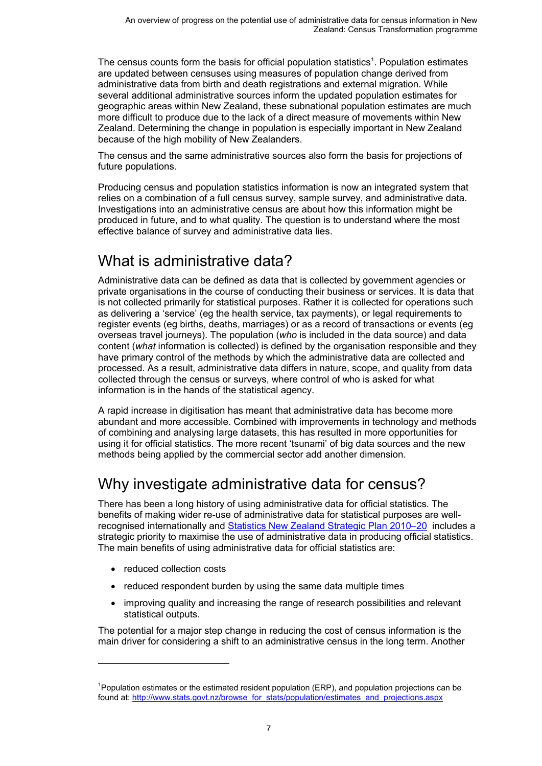The census counts form the basis for official population statistics[1]. Population estimates are updated between censuses using measures of population change derived from administrative data from birth and death registrations and external migration. While several additional administrative sources inform the updated population estimates for geographic areas within New Zealand, these subnational population estimates are much more difficult to produce due to the lack of a direct measure of movements within New Zealand. Determining the change in population is especially important in New Zealand because of the high mobility of New Zealanders.

The census and the same administrative sources also form the basis for projections of future populations.

Producing census and population statistics information is now an integrated system that relies on a combination of a full census survey, sample survey, and administrative data. Investigations into an administrative census are about how this information might be produced in future, and to what quality. The question is to understand where the most effective balance of survey and administrative data lies.

## What is administrative data?

Administrative data can be defined as data that is collected by government agencies or private organisations in the course of conducting their business or services. It is data that is not collected primarily for statistical purposes. Rather it is collected for operations such as delivering a 'service' (eg the health service, tax payments), or legal requirements to register events (eg births, deaths, marriages) or as a record of transactions or events (eg overseas travel journeys). The population (*who* is included in the data source) and data content (*what* information is collected) is defined by the organisation responsible and they have primary control of the methods by which the administrative data are collected and processed. As a result, administrative data differs in nature, scope, and quality from data collected through the census or surveys, where control of who is asked for what information is in the hands of the statistical agency.

A rapid increase in digitisation has meant that administrative data has become more abundant and more accessible. Combined with improvements in technology and methods of combining and analysing large datasets, this has resulted in more opportunities for using it for official statistics. The more recent 'tsunami' of big data sources and the new methods being applied by the commercial sector add another dimension.

## Why investigate administrative data for census?

There has been a long history of using administrative data for official statistics. The benefits of making wider re-use of administrative data for statistical purposes are well-recognised internationally and [Statistics New Zealand Strategic Plan 2010–20](#) includes a strategic priority to maximise the use of administrative data in producing official statistics. The main benefits of using administrative data for official statistics are:

- reduced collection costs
- reduced respondent burden by using the same data multiple times
- improving quality and increasing the range of research possibilities and relevant statistical outputs.

The potential for a major step change in reducing the cost of census information is the main driver for considering a shift to an administrative census in the long term. Another

---

[1] Population estimates or the estimated resident population (ERP), and population projections can be found at: http://www.stats.govt.nz/browse_for_stats/population/estimates_and_projections.aspx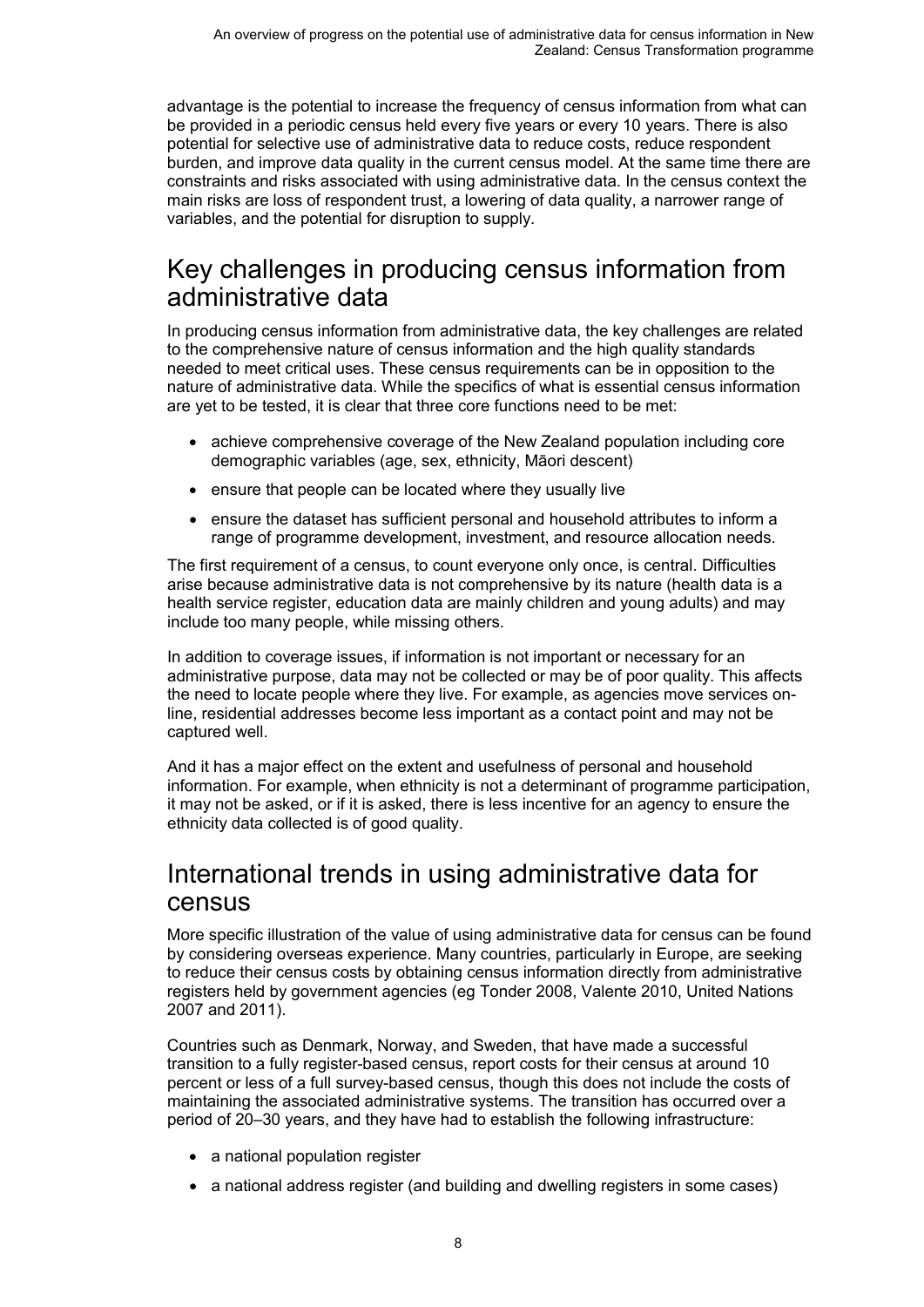advantage is the potential to increase the frequency of census information from what can be provided in a periodic census held every five years or every 10 years. There is also potential for selective use of administrative data to reduce costs, reduce respondent burden, and improve data quality in the current census model. At the same time there are constraints and risks associated with using administrative data. In the census context the main risks are loss of respondent trust, a lowering of data quality, a narrower range of variables, and the potential for disruption to supply.

## Key challenges in producing census information from administrative data

In producing census information from administrative data, the key challenges are related to the comprehensive nature of census information and the high quality standards needed to meet critical uses. These census requirements can be in opposition to the nature of administrative data. While the specifics of what is essential census information are yet to be tested, it is clear that three core functions need to be met:

- achieve comprehensive coverage of the New Zealand population including core demographic variables (age, sex, ethnicity, Māori descent)
- ensure that people can be located where they usually live
- ensure the dataset has sufficient personal and household attributes to inform a range of programme development, investment, and resource allocation needs.

The first requirement of a census, to count everyone only once, is central. Difficulties arise because administrative data is not comprehensive by its nature (health data is a health service register, education data are mainly children and young adults) and may include too many people, while missing others.

In addition to coverage issues, if information is not important or necessary for an administrative purpose, data may not be collected or may be of poor quality. This affects the need to locate people where they live. For example, as agencies move services on-line, residential addresses become less important as a contact point and may not be captured well.

And it has a major effect on the extent and usefulness of personal and household information. For example, when ethnicity is not a determinant of programme participation, it may not be asked, or if it is asked, there is less incentive for an agency to ensure the ethnicity data collected is of good quality.

## International trends in using administrative data for census

More specific illustration of the value of using administrative data for census can be found by considering overseas experience. Many countries, particularly in Europe, are seeking to reduce their census costs by obtaining census information directly from administrative registers held by government agencies (eg Tonder 2008, Valente 2010, United Nations 2007 and 2011).

Countries such as Denmark, Norway, and Sweden, that have made a successful transition to a fully register-based census, report costs for their census at around 10 percent or less of a full survey-based census, though this does not include the costs of maintaining the associated administrative systems. The transition has occurred over a period of 20–30 years, and they have had to establish the following infrastructure:

- a national population register
- a national address register (and building and dwelling registers in some cases)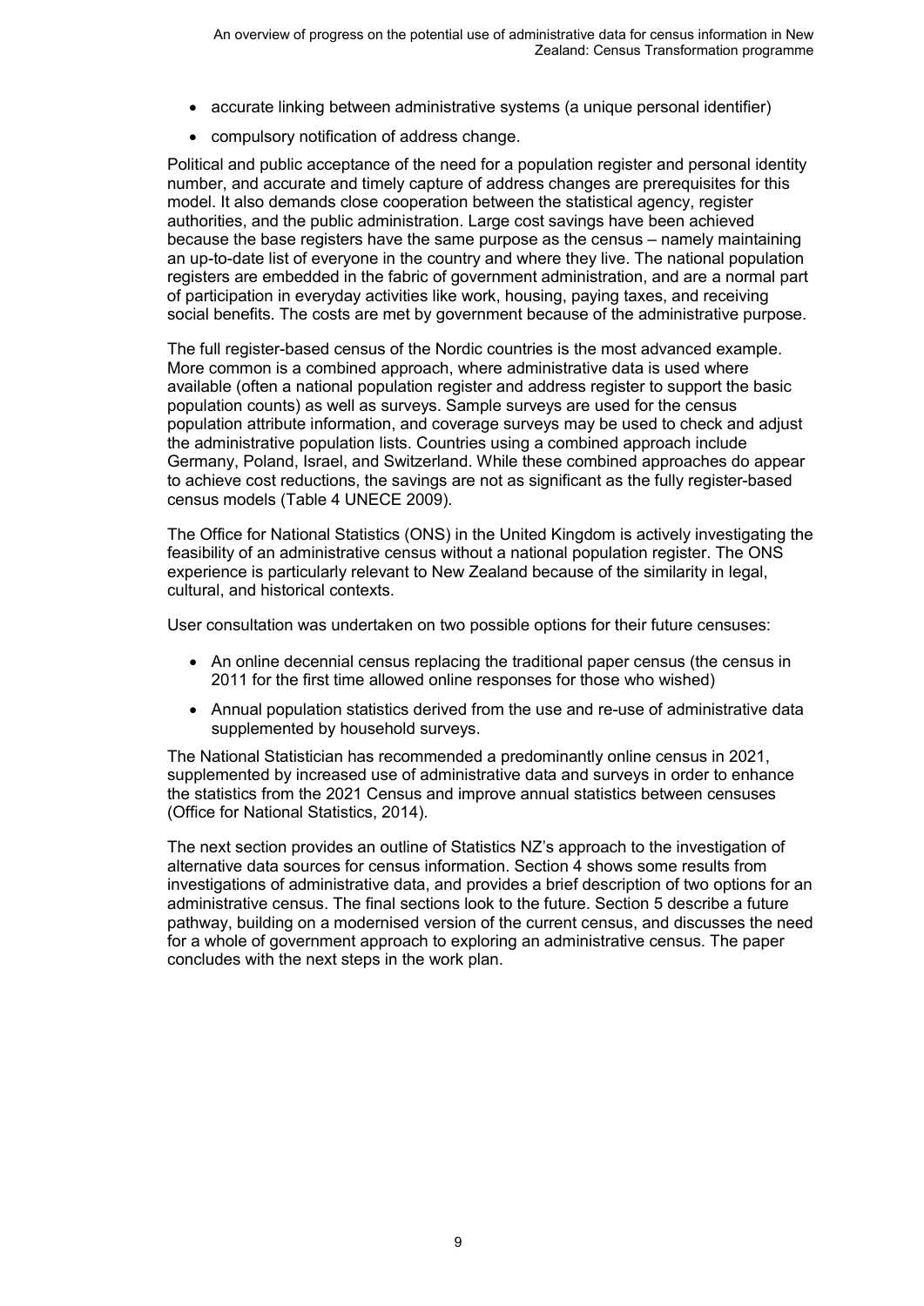- accurate linking between administrative systems (a unique personal identifier)
- compulsory notification of address change.

Political and public acceptance of the need for a population register and personal identity number, and accurate and timely capture of address changes are prerequisites for this model. It also demands close cooperation between the statistical agency, register authorities, and the public administration. Large cost savings have been achieved because the base registers have the same purpose as the census – namely maintaining an up-to-date list of everyone in the country and where they live. The national population registers are embedded in the fabric of government administration, and are a normal part of participation in everyday activities like work, housing, paying taxes, and receiving social benefits. The costs are met by government because of the administrative purpose.

The full register-based census of the Nordic countries is the most advanced example. More common is a combined approach, where administrative data is used where available (often a national population register and address register to support the basic population counts) as well as surveys. Sample surveys are used for the census population attribute information, and coverage surveys may be used to check and adjust the administrative population lists. Countries using a combined approach include Germany, Poland, Israel, and Switzerland. While these combined approaches do appear to achieve cost reductions, the savings are not as significant as the fully register-based census models (Table 4 UNECE 2009).

The Office for National Statistics (ONS) in the United Kingdom is actively investigating the feasibility of an administrative census without a national population register. The ONS experience is particularly relevant to New Zealand because of the similarity in legal, cultural, and historical contexts.

User consultation was undertaken on two possible options for their future censuses:

- An online decennial census replacing the traditional paper census (the census in 2011 for the first time allowed online responses for those who wished)
- Annual population statistics derived from the use and re-use of administrative data supplemented by household surveys.

The National Statistician has recommended a predominantly online census in 2021, supplemented by increased use of administrative data and surveys in order to enhance the statistics from the 2021 Census and improve annual statistics between censuses (Office for National Statistics, 2014).

The next section provides an outline of Statistics NZ's approach to the investigation of alternative data sources for census information. Section 4 shows some results from investigations of administrative data, and provides a brief description of two options for an administrative census. The final sections look to the future. Section 5 describe a future pathway, building on a modernised version of the current census, and discusses the need for a whole of government approach to exploring an administrative census. The paper concludes with the next steps in the work plan.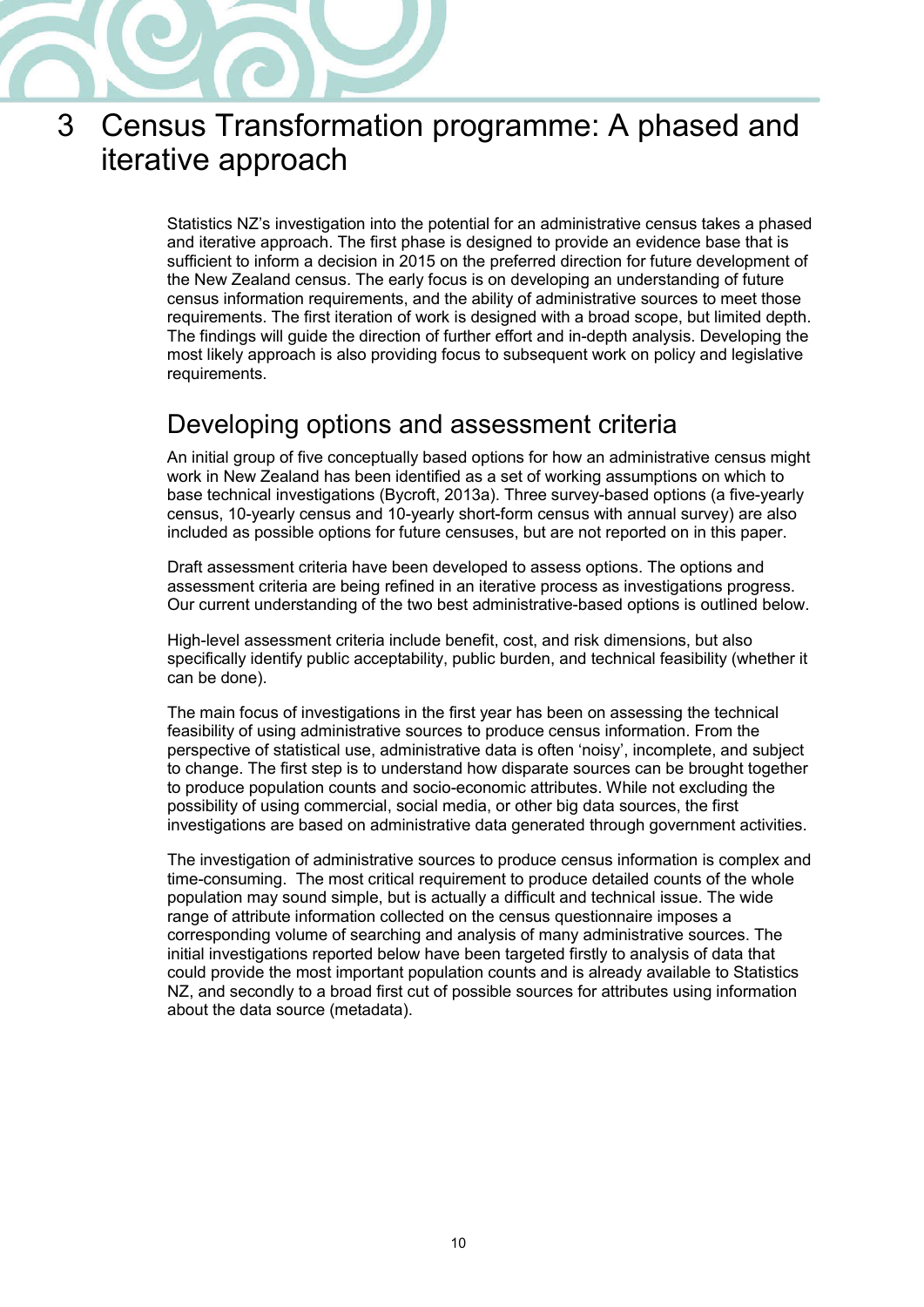# 3 Census Transformation programme: A phased and iterative approach

Statistics NZ's investigation into the potential for an administrative census takes a phased and iterative approach. The first phase is designed to provide an evidence base that is sufficient to inform a decision in 2015 on the preferred direction for future development of the New Zealand census. The early focus is on developing an understanding of future census information requirements, and the ability of administrative sources to meet those requirements. The first iteration of work is designed with a broad scope, but limited depth. The findings will guide the direction of further effort and in-depth analysis. Developing the most likely approach is also providing focus to subsequent work on policy and legislative requirements.

## Developing options and assessment criteria

An initial group of five conceptually based options for how an administrative census might work in New Zealand has been identified as a set of working assumptions on which to base technical investigations (Bycroft, 2013a). Three survey-based options (a five-yearly census, 10-yearly census and 10-yearly short-form census with annual survey) are also included as possible options for future censuses, but are not reported on in this paper.

Draft assessment criteria have been developed to assess options. The options and assessment criteria are being refined in an iterative process as investigations progress. Our current understanding of the two best administrative-based options is outlined below.

High-level assessment criteria include benefit, cost, and risk dimensions, but also specifically identify public acceptability, public burden, and technical feasibility (whether it can be done).

The main focus of investigations in the first year has been on assessing the technical feasibility of using administrative sources to produce census information. From the perspective of statistical use, administrative data is often 'noisy', incomplete, and subject to change. The first step is to understand how disparate sources can be brought together to produce population counts and socio-economic attributes. While not excluding the possibility of using commercial, social media, or other big data sources, the first investigations are based on administrative data generated through government activities.

The investigation of administrative sources to produce census information is complex and time-consuming. The most critical requirement to produce detailed counts of the whole population may sound simple, but is actually a difficult and technical issue. The wide range of attribute information collected on the census questionnaire imposes a corresponding volume of searching and analysis of many administrative sources. The initial investigations reported below have been targeted firstly to analysis of data that could provide the most important population counts and is already available to Statistics NZ, and secondly to a broad first cut of possible sources for attributes using information about the data source (metadata).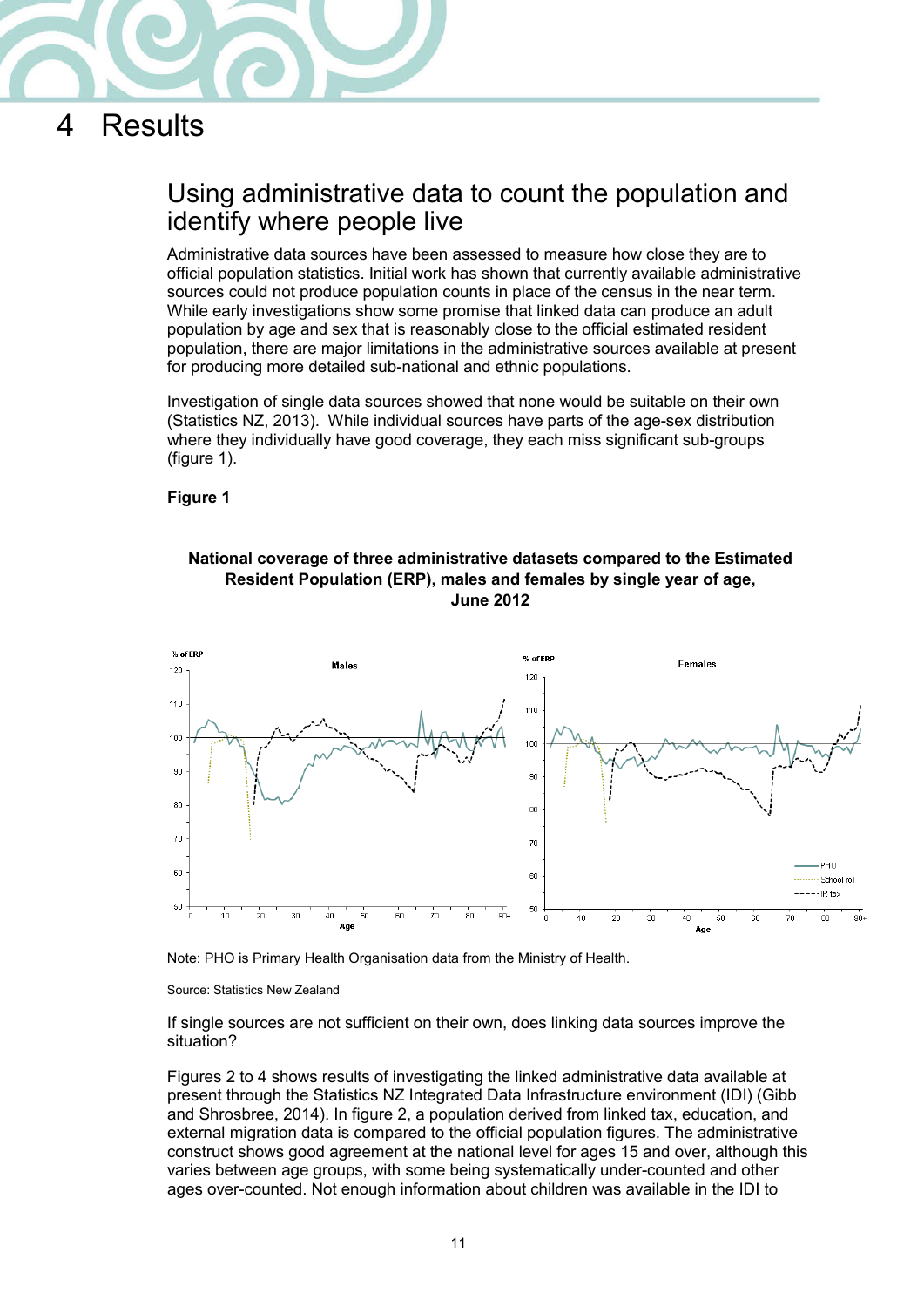# 4 Results

## Using administrative data to count the population and identify where people live

Administrative data sources have been assessed to measure how close they are to official population statistics. Initial work has shown that currently available administrative sources could not produce population counts in place of the census in the near term. While early investigations show some promise that linked data can produce an adult population by age and sex that is reasonably close to the official estimated resident population, there are major limitations in the administrative sources available at present for producing more detailed sub-national and ethnic populations.

Investigation of single data sources showed that none would be suitable on their own (Statistics NZ, 2013). While individual sources have parts of the age-sex distribution where they individually have good coverage, they each miss significant sub-groups (figure 1).

**Figure 1**

**National coverage of three administrative datasets compared to the Estimated Resident Population (ERP), males and females by single year of age, June 2012**

Note: PHO is Primary Health Organisation data from the Ministry of Health.

Source: Statistics New Zealand

If single sources are not sufficient on their own, does linking data sources improve the situation?

Figures 2 to 4 shows results of investigating the linked administrative data available at present through the Statistics NZ Integrated Data Infrastructure environment (IDI) (Gibb and Shrosbree, 2014). In figure 2, a population derived from linked tax, education, and external migration data is compared to the official population figures. The administrative construct shows good agreement at the national level for ages 15 and over, although this varies between age groups, with some being systematically under-counted and other ages over-counted. Not enough information about children was available in the IDI to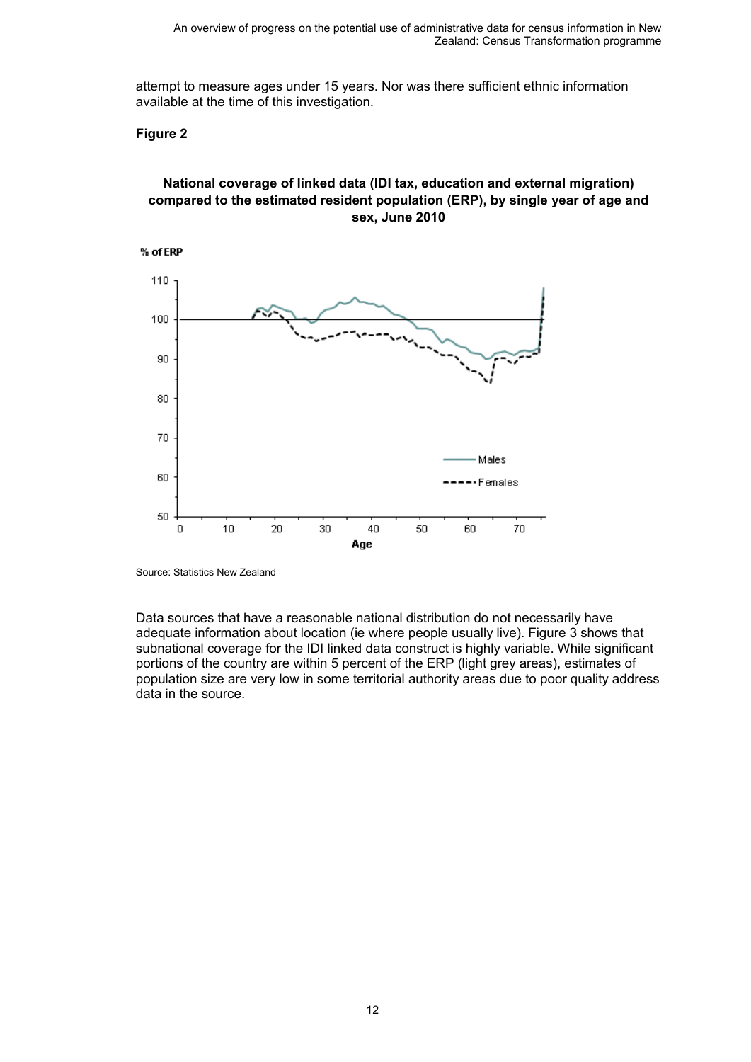attempt to measure ages under 15 years. Nor was there sufficient ethnic information available at the time of this investigation.

**Figure 2**

**National coverage of linked data (IDI tax, education and external migration) compared to the estimated resident population (ERP), by single year of age and sex, June 2010**

Source: Statistics New Zealand

Data sources that have a reasonable national distribution do not necessarily have adequate information about location (ie where people usually live). Figure 3 shows that subnational coverage for the IDI linked data construct is highly variable. While significant portions of the country are within 5 percent of the ERP (light grey areas), estimates of population size are very low in some territorial authority areas due to poor quality address data in the source.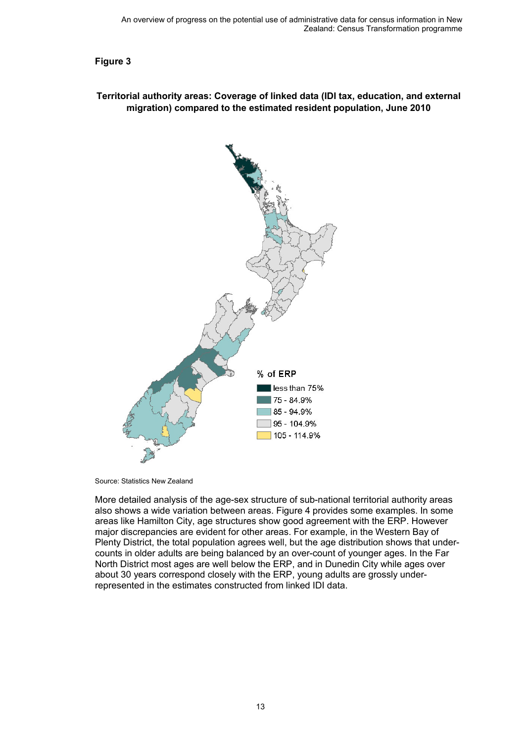**Figure 3**

**Territorial authority areas: Coverage of linked data (IDI tax, education, and external migration) compared to the estimated resident population, June 2010**

% of ERP

- less than 75%
- 75 - 84.9%
- 85 - 94.9%
- 95 - 104.9%
- 105 - 114.9%

Source: Statistics New Zealand

More detailed analysis of the age-sex structure of sub-national territorial authority areas also shows a wide variation between areas. Figure 4 provides some examples. In some areas like Hamilton City, age structures show good agreement with the ERP. However major discrepancies are evident for other areas. For example, in the Western Bay of Plenty District, the total population agrees well, but the age distribution shows that under-counts in older adults are being balanced by an over-count of younger ages. In the Far North District most ages are well below the ERP, and in Dunedin City while ages over about 30 years correspond closely with the ERP, young adults are grossly under-represented in the estimates constructed from linked IDI data.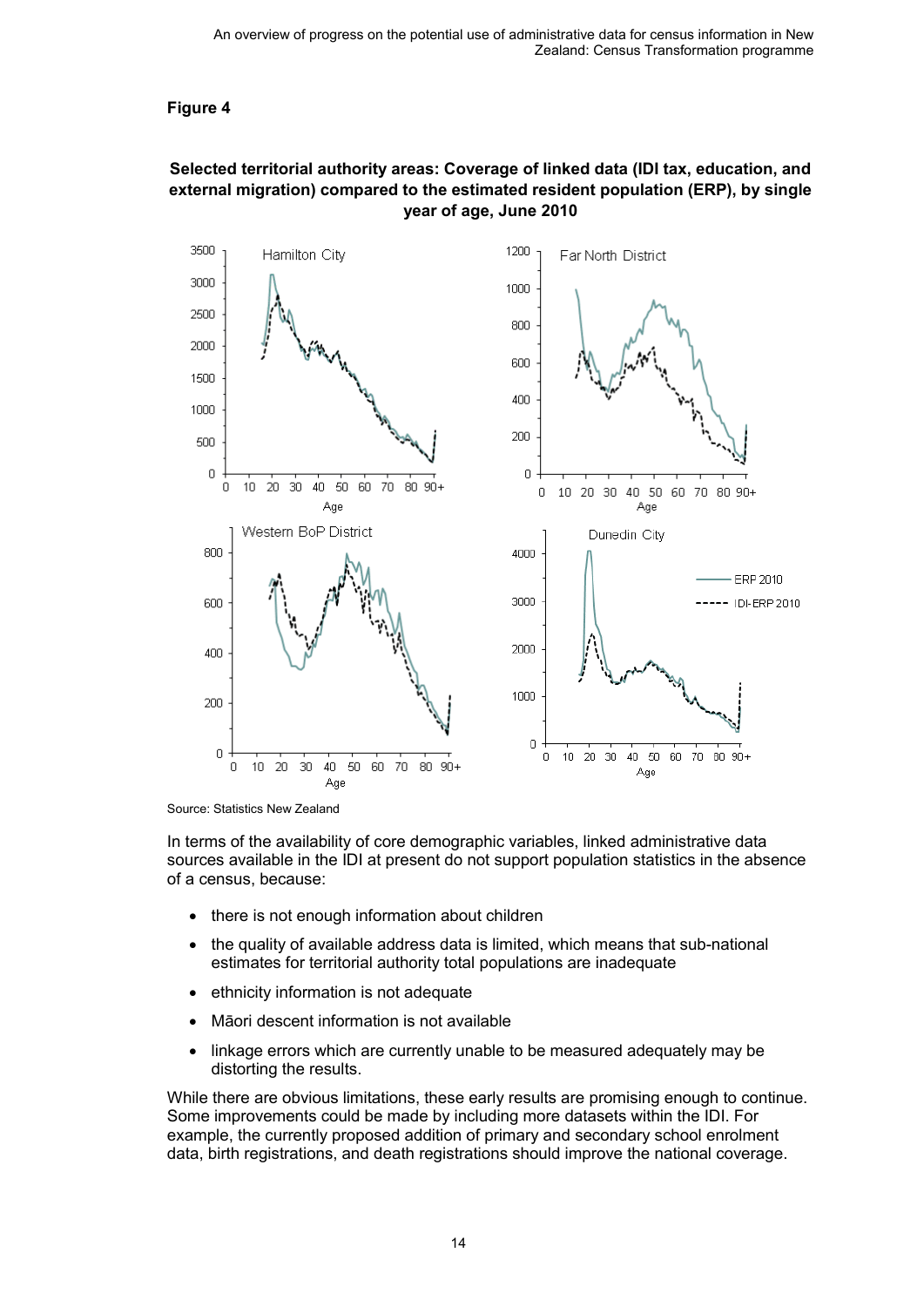**Figure 4**

**Selected territorial authority areas: Coverage of linked data (IDI tax, education, and external migration) compared to the estimated resident population (ERP), by single year of age, June 2010**

Source: Statistics New Zealand

In terms of the availability of core demographic variables, linked administrative data sources available in the IDI at present do not support population statistics in the absence of a census, because:

- there is not enough information about children
- the quality of available address data is limited, which means that sub-national estimates for territorial authority total populations are inadequate
- ethnicity information is not adequate
- Māori descent information is not available
- linkage errors which are currently unable to be measured adequately may be distorting the results.

While there are obvious limitations, these early results are promising enough to continue. Some improvements could be made by including more datasets within the IDI. For example, the currently proposed addition of primary and secondary school enrolment data, birth registrations, and death registrations should improve the national coverage.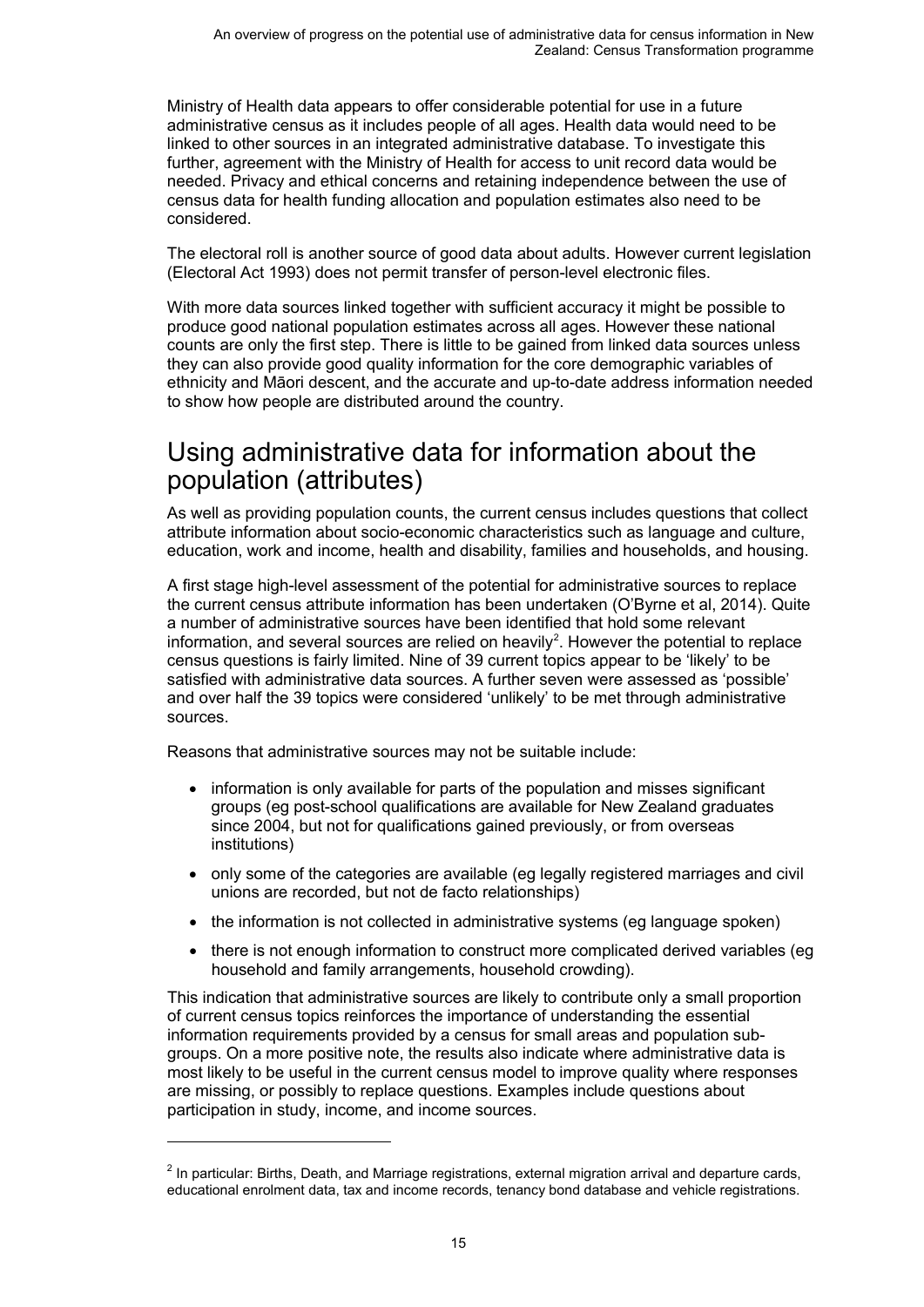Ministry of Health data appears to offer considerable potential for use in a future administrative census as it includes people of all ages. Health data would need to be linked to other sources in an integrated administrative database. To investigate this further, agreement with the Ministry of Health for access to unit record data would be needed. Privacy and ethical concerns and retaining independence between the use of census data for health funding allocation and population estimates also need to be considered.

The electoral roll is another source of good data about adults. However current legislation (Electoral Act 1993) does not permit transfer of person-level electronic files.

With more data sources linked together with sufficient accuracy it might be possible to produce good national population estimates across all ages. However these national counts are only the first step. There is little to be gained from linked data sources unless they can also provide good quality information for the core demographic variables of ethnicity and Māori descent, and the accurate and up-to-date address information needed to show how people are distributed around the country.

## Using administrative data for information about the population (attributes)

As well as providing population counts, the current census includes questions that collect attribute information about socio-economic characteristics such as language and culture, education, work and income, health and disability, families and households, and housing.

A first stage high-level assessment of the potential for administrative sources to replace the current census attribute information has been undertaken (O'Byrne et al, 2014). Quite a number of administrative sources have been identified that hold some relevant information, and several sources are relied on heavily[2]. However the potential to replace census questions is fairly limited. Nine of 39 current topics appear to be 'likely' to be satisfied with administrative data sources. A further seven were assessed as 'possible' and over half the 39 topics were considered 'unlikely' to be met through administrative sources.

Reasons that administrative sources may not be suitable include:

- information is only available for parts of the population and misses significant groups (eg post-school qualifications are available for New Zealand graduates since 2004, but not for qualifications gained previously, or from overseas institutions)
- only some of the categories are available (eg legally registered marriages and civil unions are recorded, but not de facto relationships)
- the information is not collected in administrative systems (eg language spoken)
- there is not enough information to construct more complicated derived variables (eg household and family arrangements, household crowding).

This indication that administrative sources are likely to contribute only a small proportion of current census topics reinforces the importance of understanding the essential information requirements provided by a census for small areas and population sub-groups. On a more positive note, the results also indicate where administrative data is most likely to be useful in the current census model to improve quality where responses are missing, or possibly to replace questions. Examples include questions about participation in study, income, and income sources.

---

[2] In particular: Births, Death, and Marriage registrations, external migration arrival and departure cards, educational enrolment data, tax and income records, tenancy bond database and vehicle registrations.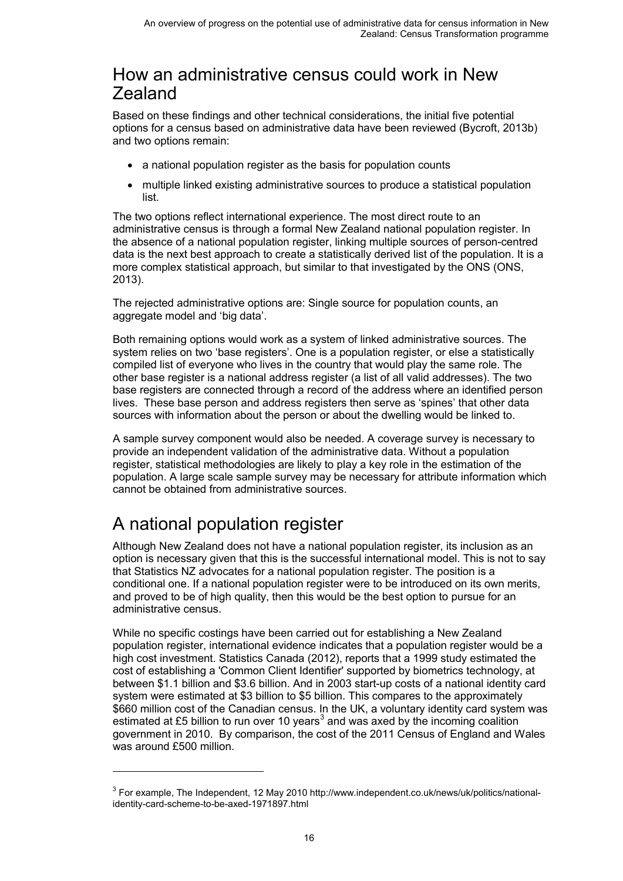## How an administrative census could work in New Zealand

Based on these findings and other technical considerations, the initial five potential options for a census based on administrative data have been reviewed (Bycroft, 2013b) and two options remain:

- a national population register as the basis for population counts
- multiple linked existing administrative sources to produce a statistical population list.

The two options reflect international experience. The most direct route to an administrative census is through a formal New Zealand national population register. In the absence of a national population register, linking multiple sources of person-centred data is the next best approach to create a statistically derived list of the population. It is a more complex statistical approach, but similar to that investigated by the ONS (ONS, 2013).

The rejected administrative options are: Single source for population counts, an aggregate model and 'big data'.

Both remaining options would work as a system of linked administrative sources. The system relies on two 'base registers'. One is a population register, or else a statistically compiled list of everyone who lives in the country that would play the same role. The other base register is a national address register (a list of all valid addresses). The two base registers are connected through a record of the address where an identified person lives. These base person and address registers then serve as 'spines' that other data sources with information about the person or about the dwelling would be linked to.

A sample survey component would also be needed. A coverage survey is necessary to provide an independent validation of the administrative data. Without a population register, statistical methodologies are likely to play a key role in the estimation of the population. A large scale sample survey may be necessary for attribute information which cannot be obtained from administrative sources.

## A national population register

Although New Zealand does not have a national population register, its inclusion as an option is necessary given that this is the successful international model. This is not to say that Statistics NZ advocates for a national population register. The position is a conditional one. If a national population register were to be introduced on its own merits, and proved to be of high quality, then this would be the best option to pursue for an administrative census.

While no specific costings have been carried out for establishing a New Zealand population register, international evidence indicates that a population register would be a high cost investment. Statistics Canada (2012), reports that a 1999 study estimated the cost of establishing a 'Common Client Identifier' supported by biometrics technology, at between $1.1 billion and $3.6 billion. And in 2003 start-up costs of a national identity card system were estimated at $3 billion to $5 billion. This compares to the approximately $660 million cost of the Canadian census. In the UK, a voluntary identity card system was estimated at £5 billion to run over 10 years[3] and was axed by the incoming coalition government in 2010. By comparison, the cost of the 2011 Census of England and Wales was around £500 million.

---

[3] For example, The Independent, 12 May 2010 http://www.independent.co.uk/news/uk/politics/national-identity-card-scheme-to-be-axed-1971897.html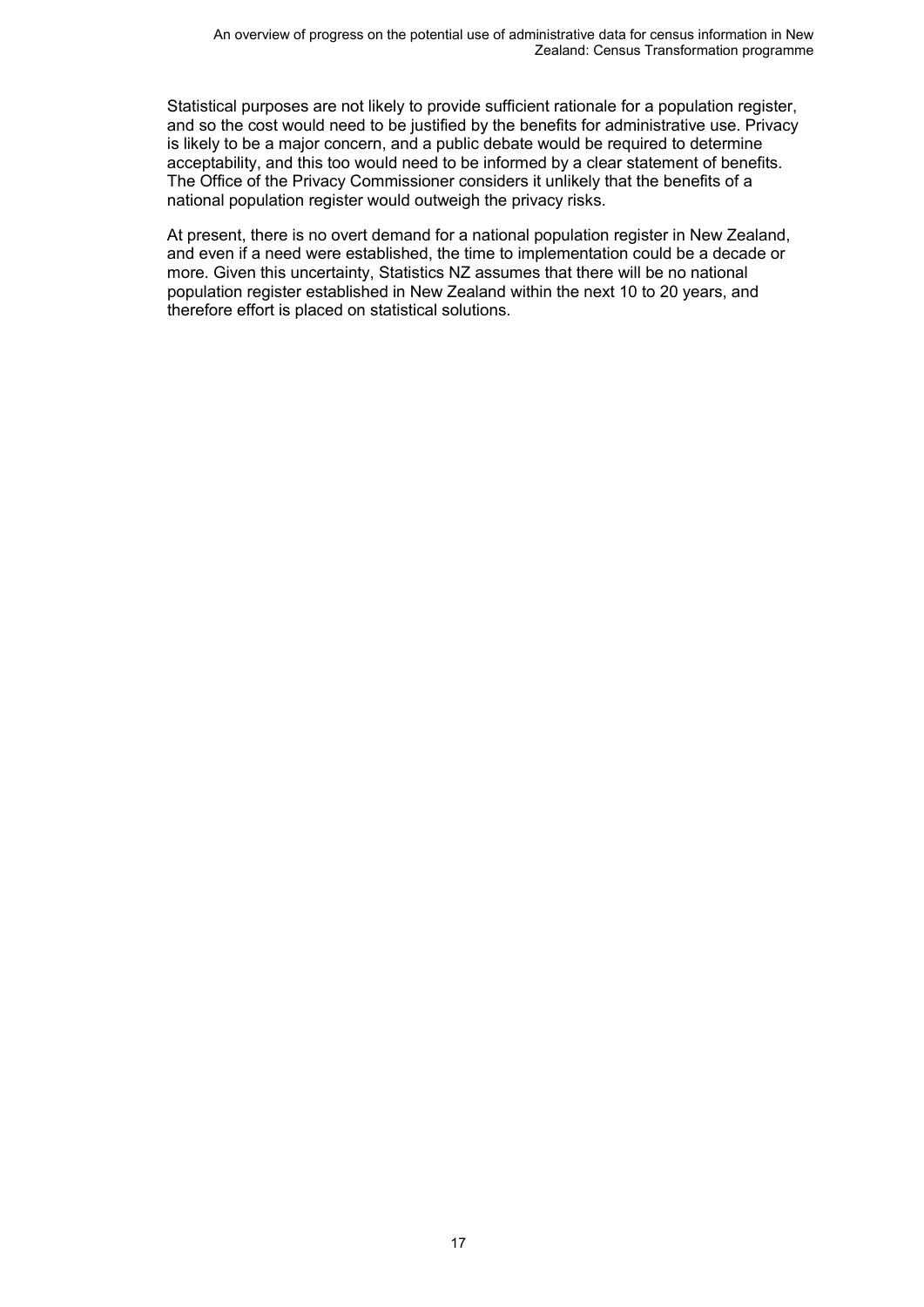Statistical purposes are not likely to provide sufficient rationale for a population register, and so the cost would need to be justified by the benefits for administrative use. Privacy is likely to be a major concern, and a public debate would be required to determine acceptability, and this too would need to be informed by a clear statement of benefits. The Office of the Privacy Commissioner considers it unlikely that the benefits of a national population register would outweigh the privacy risks.

At present, there is no overt demand for a national population register in New Zealand, and even if a need were established, the time to implementation could be a decade or more. Given this uncertainty, Statistics NZ assumes that there will be no national population register established in New Zealand within the next 10 to 20 years, and therefore effort is placed on statistical solutions.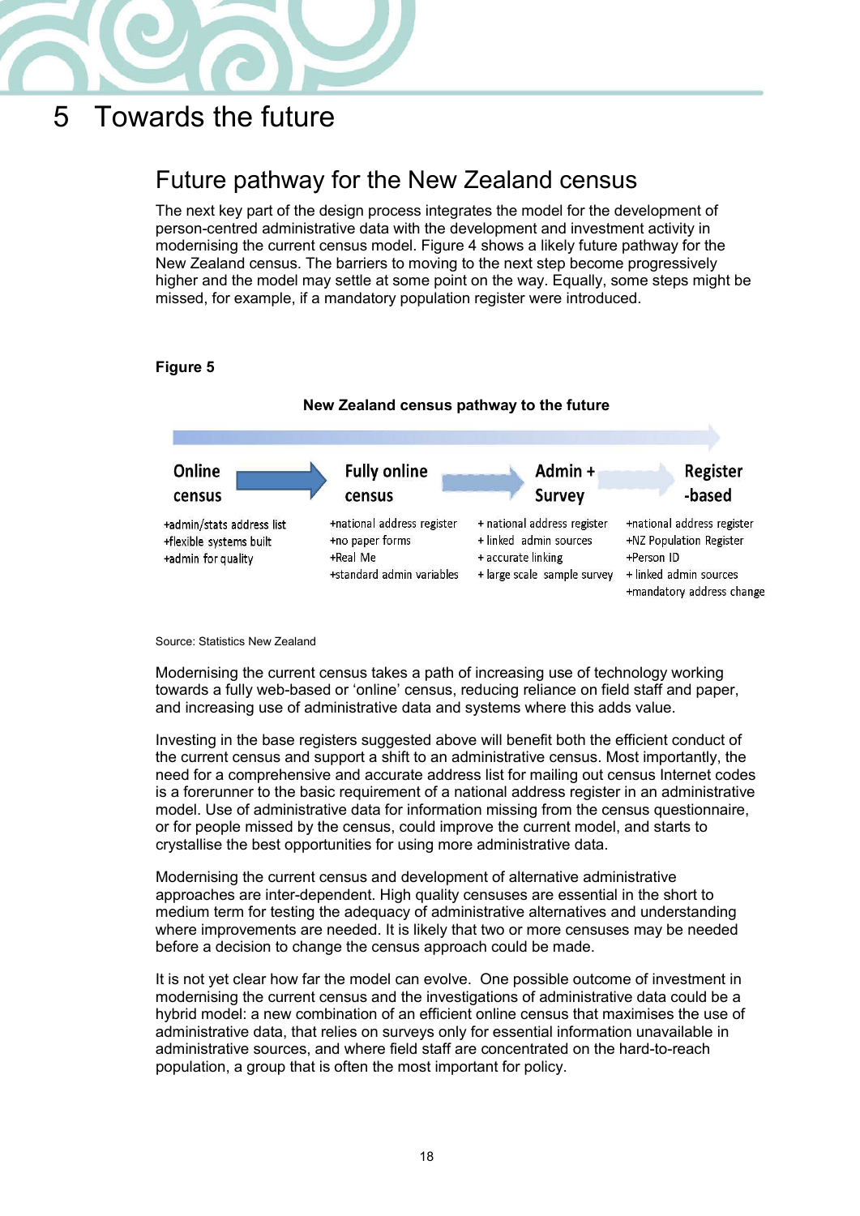# 5 Towards the future

## Future pathway for the New Zealand census

The next key part of the design process integrates the model for the development of person-centred administrative data with the development and investment activity in modernising the current census model. Figure 4 shows a likely future pathway for the New Zealand census. The barriers to moving to the next step become progressively higher and the model may settle at some point on the way. Equally, some steps might be missed, for example, if a mandatory population register were introduced.

**Figure 5**

**New Zealand census pathway to the future**

| Online census | Fully online census | Admin + Survey | Register-based |
|---|---|---|---|
| +admin/stats address list | +national address register | + national address register | +national address register |
| +flexible systems built | +no paper forms | + linked admin sources | +NZ Population Register |
| +admin for quality | +Real Me | + accurate linking | +Person ID |
| | +standard admin variables | + large scale sample survey | + linked admin sources |
| | | | +mandatory address change |

Source: Statistics New Zealand

Modernising the current census takes a path of increasing use of technology working towards a fully web-based or 'online' census, reducing reliance on field staff and paper, and increasing use of administrative data and systems where this adds value.

Investing in the base registers suggested above will benefit both the efficient conduct of the current census and support a shift to an administrative census. Most importantly, the need for a comprehensive and accurate address list for mailing out census Internet codes is a forerunner to the basic requirement of a national address register in an administrative model. Use of administrative data for information missing from the census questionnaire, or for people missed by the census, could improve the current model, and starts to crystallise the best opportunities for using more administrative data.

Modernising the current census and development of alternative administrative approaches are inter-dependent. High quality censuses are essential in the short to medium term for testing the adequacy of administrative alternatives and understanding where improvements are needed. It is likely that two or more censuses may be needed before a decision to change the census approach could be made.

It is not yet clear how far the model can evolve. One possible outcome of investment in modernising the current census and the investigations of administrative data could be a hybrid model: a new combination of an efficient online census that maximises the use of administrative data, that relies on surveys only for essential information unavailable in administrative sources, and where field staff are concentrated on the hard-to-reach population, a group that is often the most important for policy.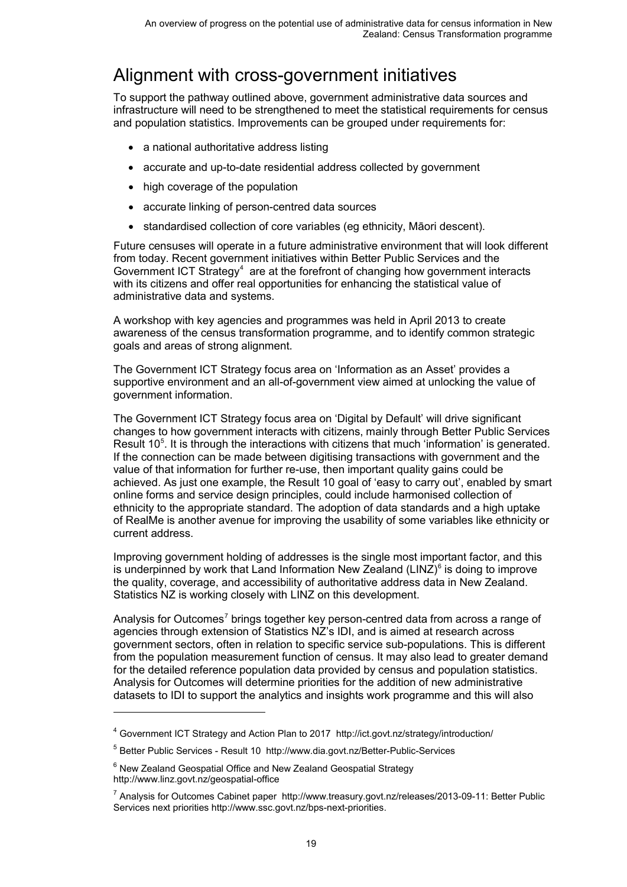# Alignment with cross-government initiatives

To support the pathway outlined above, government administrative data sources and infrastructure will need to be strengthened to meet the statistical requirements for census and population statistics. Improvements can be grouped under requirements for:

- a national authoritative address listing
- accurate and up-to-date residential address collected by government
- high coverage of the population
- accurate linking of person-centred data sources
- standardised collection of core variables (eg ethnicity, Māori descent).

Future censuses will operate in a future administrative environment that will look different from today. Recent government initiatives within Better Public Services and the Government ICT Strategy[4] are at the forefront of changing how government interacts with its citizens and offer real opportunities for enhancing the statistical value of administrative data and systems.

A workshop with key agencies and programmes was held in April 2013 to create awareness of the census transformation programme, and to identify common strategic goals and areas of strong alignment.

The Government ICT Strategy focus area on 'Information as an Asset' provides a supportive environment and an all-of-government view aimed at unlocking the value of government information.

The Government ICT Strategy focus area on 'Digital by Default' will drive significant changes to how government interacts with citizens, mainly through Better Public Services Result 10[5]. It is through the interactions with citizens that much 'information' is generated. If the connection can be made between digitising transactions with government and the value of that information for further re-use, then important quality gains could be achieved. As just one example, the Result 10 goal of 'easy to carry out', enabled by smart online forms and service design principles, could include harmonised collection of ethnicity to the appropriate standard. The adoption of data standards and a high uptake of RealMe is another avenue for improving the usability of some variables like ethnicity or current address.

Improving government holding of addresses is the single most important factor, and this is underpinned by work that Land Information New Zealand (LINZ)[6] is doing to improve the quality, coverage, and accessibility of authoritative address data in New Zealand. Statistics NZ is working closely with LINZ on this development.

Analysis for Outcomes[7] brings together key person-centred data from across a range of agencies through extension of Statistics NZ's IDI, and is aimed at research across government sectors, often in relation to specific service sub-populations. This is different from the population measurement function of census. It may also lead to greater demand for the detailed reference population data provided by census and population statistics. Analysis for Outcomes will determine priorities for the addition of new administrative datasets to IDI to support the analytics and insights work programme and this will also

---

[4] Government ICT Strategy and Action Plan to 2017 http://ict.govt.nz/strategy/introduction/

[5] Better Public Services - Result 10 http://www.dia.govt.nz/Better-Public-Services

[6] New Zealand Geospatial Office and New Zealand Geospatial Strategy http://www.linz.govt.nz/geospatial-office

[7] Analysis for Outcomes Cabinet paper http://www.treasury.govt.nz/releases/2013-09-11: Better Public Services next priorities http://www.ssc.govt.nz/bps-next-priorities.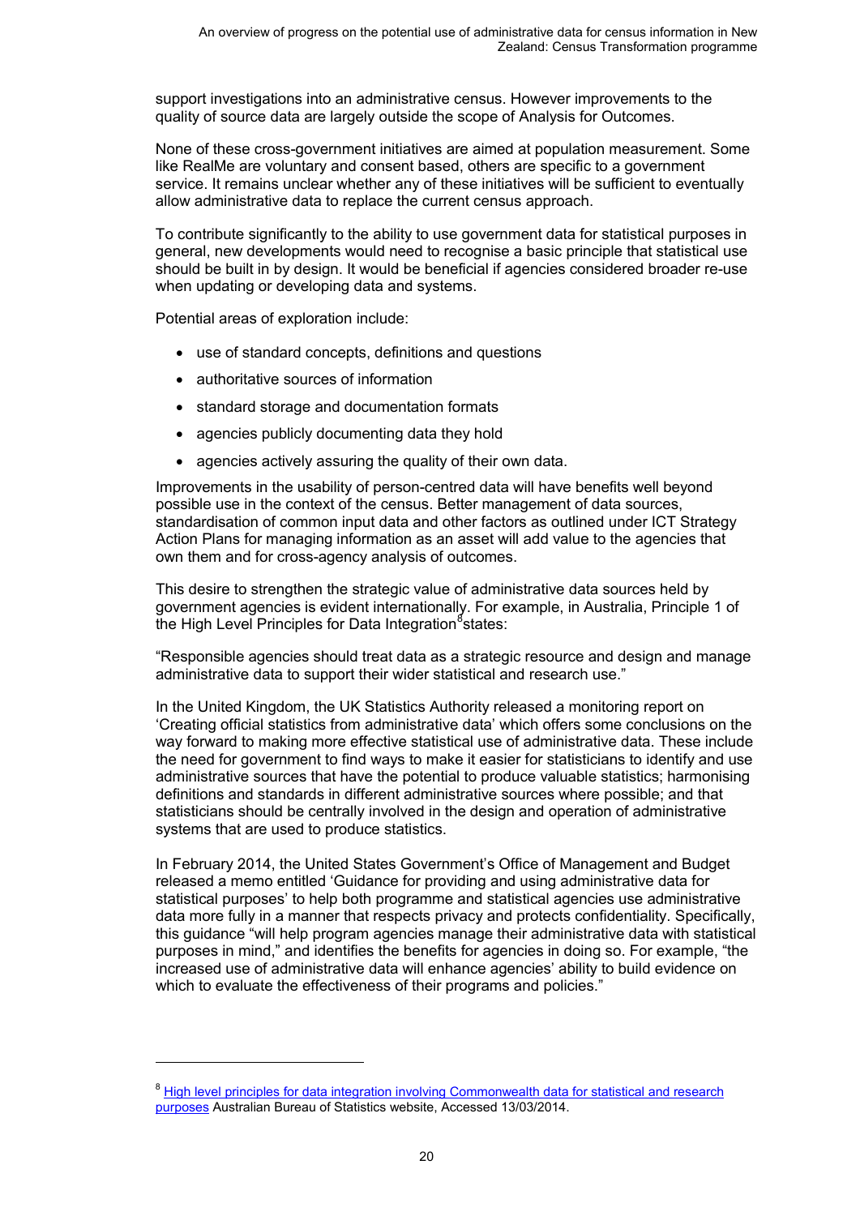support investigations into an administrative census. However improvements to the quality of source data are largely outside the scope of Analysis for Outcomes.

None of these cross-government initiatives are aimed at population measurement. Some like RealMe are voluntary and consent based, others are specific to a government service. It remains unclear whether any of these initiatives will be sufficient to eventually allow administrative data to replace the current census approach.

To contribute significantly to the ability to use government data for statistical purposes in general, new developments would need to recognise a basic principle that statistical use should be built in by design. It would be beneficial if agencies considered broader re-use when updating or developing data and systems.

Potential areas of exploration include:

- use of standard concepts, definitions and questions
- authoritative sources of information
- standard storage and documentation formats
- agencies publicly documenting data they hold
- agencies actively assuring the quality of their own data.

Improvements in the usability of person-centred data will have benefits well beyond possible use in the context of the census. Better management of data sources, standardisation of common input data and other factors as outlined under ICT Strategy Action Plans for managing information as an asset will add value to the agencies that own them and for cross-agency analysis of outcomes.

This desire to strengthen the strategic value of administrative data sources held by government agencies is evident internationally. For example, in Australia, Principle 1 of the High Level Principles for Data Integration[8] states:

"Responsible agencies should treat data as a strategic resource and design and manage administrative data to support their wider statistical and research use."

In the United Kingdom, the UK Statistics Authority released a monitoring report on 'Creating official statistics from administrative data' which offers some conclusions on the way forward to making more effective statistical use of administrative data. These include the need for government to find ways to make it easier for statisticians to identify and use administrative sources that have the potential to produce valuable statistics; harmonising definitions and standards in different administrative sources where possible; and that statisticians should be centrally involved in the design and operation of administrative systems that are used to produce statistics.

In February 2014, the United States Government's Office of Management and Budget released a memo entitled 'Guidance for providing and using administrative data for statistical purposes' to help both programme and statistical agencies use administrative data more fully in a manner that respects privacy and protects confidentiality. Specifically, this guidance "will help program agencies manage their administrative data with statistical purposes in mind," and identifies the benefits for agencies in doing so. For example, "the increased use of administrative data will enhance agencies' ability to build evidence on which to evaluate the effectiveness of their programs and policies."

---

[8] High level principles for data integration involving Commonwealth data for statistical and research purposes Australian Bureau of Statistics website, Accessed 13/03/2014.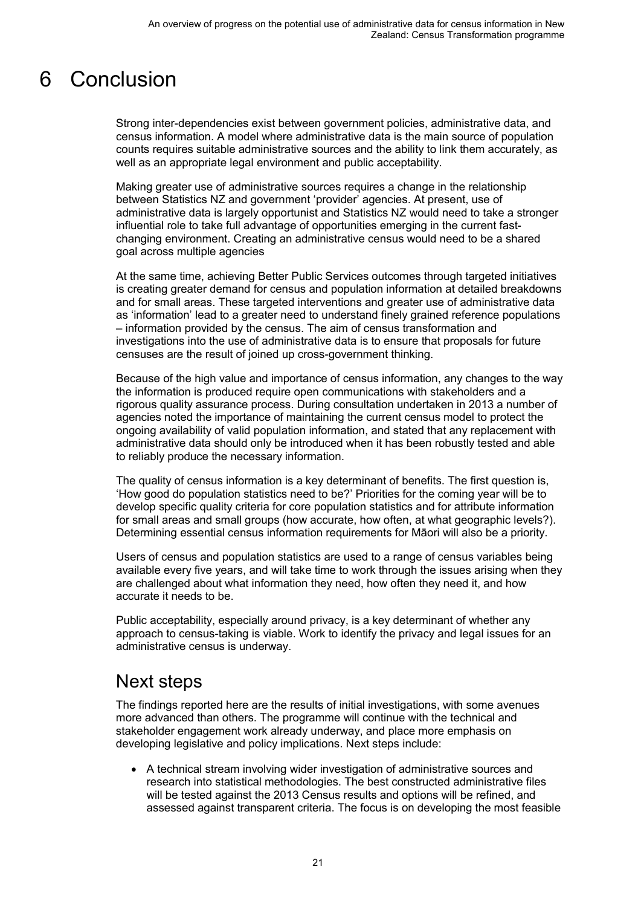# 6 Conclusion

Strong inter-dependencies exist between government policies, administrative data, and census information. A model where administrative data is the main source of population counts requires suitable administrative sources and the ability to link them accurately, as well as an appropriate legal environment and public acceptability.

Making greater use of administrative sources requires a change in the relationship between Statistics NZ and government 'provider' agencies. At present, use of administrative data is largely opportunist and Statistics NZ would need to take a stronger influential role to take full advantage of opportunities emerging in the current fast-changing environment. Creating an administrative census would need to be a shared goal across multiple agencies

At the same time, achieving Better Public Services outcomes through targeted initiatives is creating greater demand for census and population information at detailed breakdowns and for small areas. These targeted interventions and greater use of administrative data as 'information' lead to a greater need to understand finely grained reference populations – information provided by the census. The aim of census transformation and investigations into the use of administrative data is to ensure that proposals for future censuses are the result of joined up cross-government thinking.

Because of the high value and importance of census information, any changes to the way the information is produced require open communications with stakeholders and a rigorous quality assurance process. During consultation undertaken in 2013 a number of agencies noted the importance of maintaining the current census model to protect the ongoing availability of valid population information, and stated that any replacement with administrative data should only be introduced when it has been robustly tested and able to reliably produce the necessary information.

The quality of census information is a key determinant of benefits. The first question is, 'How good do population statistics need to be?' Priorities for the coming year will be to develop specific quality criteria for core population statistics and for attribute information for small areas and small groups (how accurate, how often, at what geographic levels?). Determining essential census information requirements for Māori will also be a priority.

Users of census and population statistics are used to a range of census variables being available every five years, and will take time to work through the issues arising when they are challenged about what information they need, how often they need it, and how accurate it needs to be.

Public acceptability, especially around privacy, is a key determinant of whether any approach to census-taking is viable. Work to identify the privacy and legal issues for an administrative census is underway.

## Next steps

The findings reported here are the results of initial investigations, with some avenues more advanced than others. The programme will continue with the technical and stakeholder engagement work already underway, and place more emphasis on developing legislative and policy implications. Next steps include:

- A technical stream involving wider investigation of administrative sources and research into statistical methodologies. The best constructed administrative files will be tested against the 2013 Census results and options will be refined, and assessed against transparent criteria. The focus is on developing the most feasible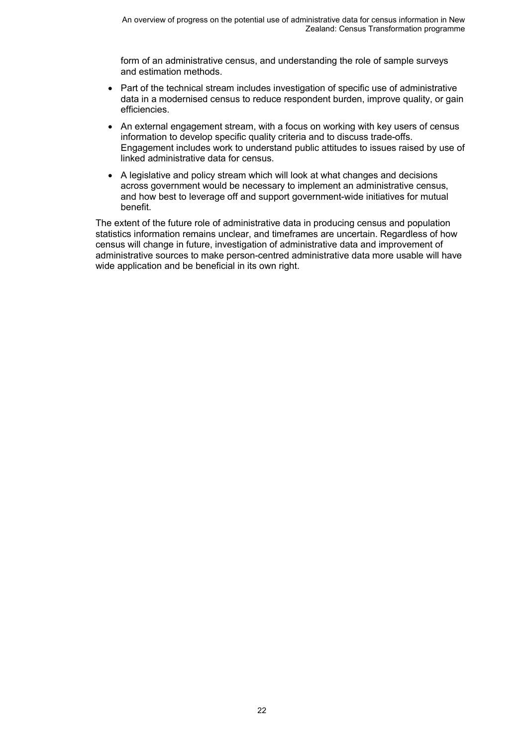form of an administrative census, and understanding the role of sample surveys and estimation methods.

- Part of the technical stream includes investigation of specific use of administrative data in a modernised census to reduce respondent burden, improve quality, or gain efficiencies.
- An external engagement stream, with a focus on working with key users of census information to develop specific quality criteria and to discuss trade-offs. Engagement includes work to understand public attitudes to issues raised by use of linked administrative data for census.
- A legislative and policy stream which will look at what changes and decisions across government would be necessary to implement an administrative census, and how best to leverage off and support government-wide initiatives for mutual benefit.

The extent of the future role of administrative data in producing census and population statistics information remains unclear, and timeframes are uncertain. Regardless of how census will change in future, investigation of administrative data and improvement of administrative sources to make person-centred administrative data more usable will have wide application and be beneficial in its own right.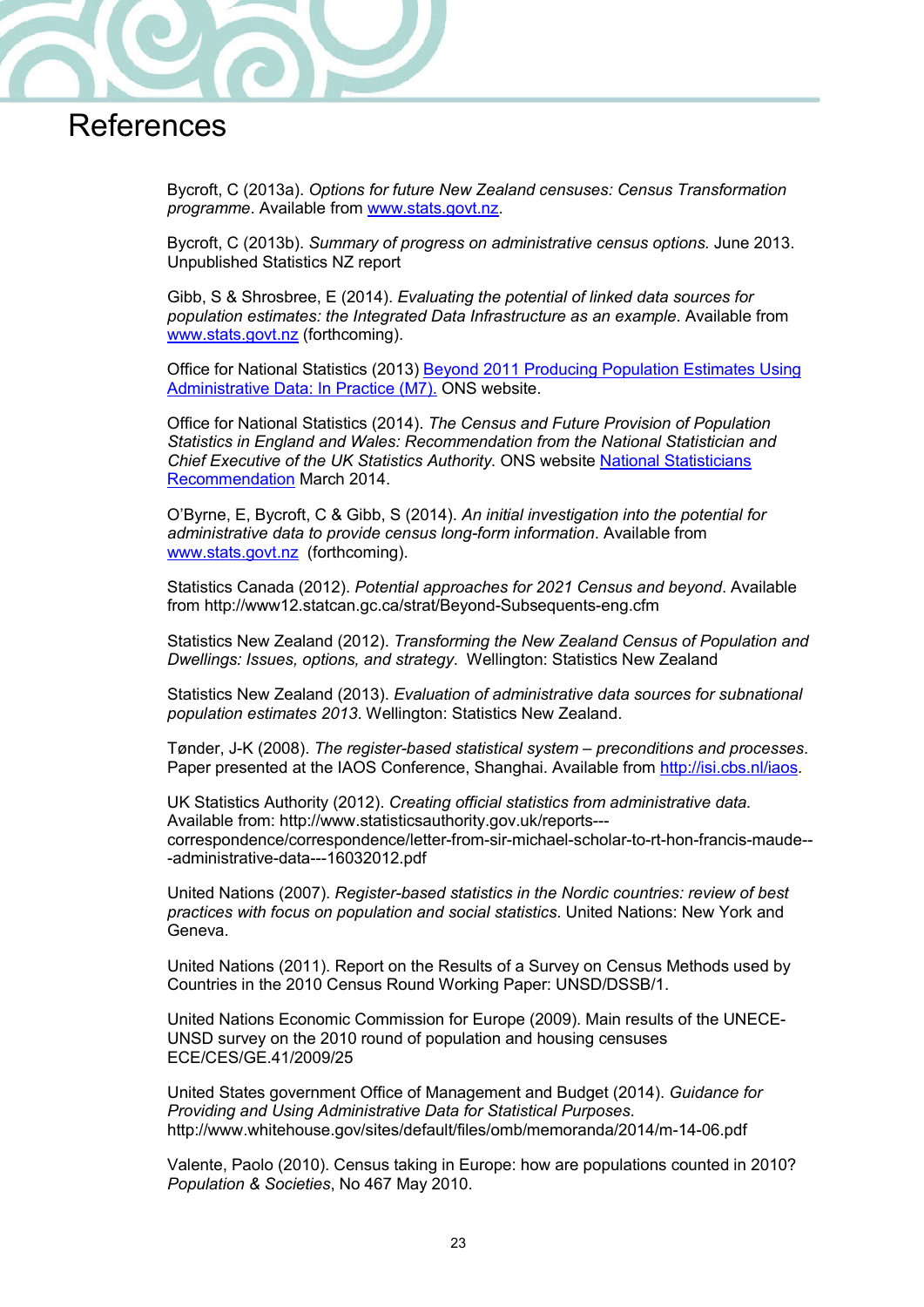# References

Bycroft, C (2013a). *Options for future New Zealand censuses: Census Transformation programme*. Available from www.stats.govt.nz.

Bycroft, C (2013b). *Summary of progress on administrative census options.* June 2013. Unpublished Statistics NZ report

Gibb, S & Shrosbree, E (2014). *Evaluating the potential of linked data sources for population estimates: the Integrated Data Infrastructure as an example*. Available from www.stats.govt.nz (forthcoming).

Office for National Statistics (2013) Beyond 2011 Producing Population Estimates Using Administrative Data: In Practice (M7). ONS website.

Office for National Statistics (2014). *The Census and Future Provision of Population Statistics in England and Wales: Recommendation from the National Statistician and Chief Executive of the UK Statistics Authority.* ONS website National Statisticians Recommendation March 2014.

O'Byrne, E, Bycroft, C & Gibb, S (2014). *An initial investigation into the potential for administrative data to provide census long-form information*. Available from www.stats.govt.nz (forthcoming).

Statistics Canada (2012). *Potential approaches for 2021 Census and beyond*. Available from http://www12.statcan.gc.ca/strat/Beyond-Subsequents-eng.cfm

Statistics New Zealand (2012). *Transforming the New Zealand Census of Population and Dwellings: Issues, options, and strategy*. Wellington: Statistics New Zealand

Statistics New Zealand (2013). *Evaluation of administrative data sources for subnational population estimates 2013*. Wellington: Statistics New Zealand.

Tønder, J-K (2008). *The register-based statistical system – preconditions and processes*. Paper presented at the IAOS Conference, Shanghai. Available from http://isi.cbs.nl/iaos.

UK Statistics Authority (2012). *Creating official statistics from administrative data.* Available from: http://www.statisticsauthority.gov.uk/reports---correspondence/correspondence/letter-from-sir-michael-scholar-to-rt-hon-francis-maude---administrative-data---16032012.pdf

United Nations (2007). *Register-based statistics in the Nordic countries: review of best practices with focus on population and social statistics*. United Nations: New York and Geneva.

United Nations (2011). Report on the Results of a Survey on Census Methods used by Countries in the 2010 Census Round Working Paper: UNSD/DSSB/1.

United Nations Economic Commission for Europe (2009). Main results of the UNECE-UNSD survey on the 2010 round of population and housing censuses ECE/CES/GE.41/2009/25

United States government Office of Management and Budget (2014). *Guidance for Providing and Using Administrative Data for Statistical Purposes*. http://www.whitehouse.gov/sites/default/files/omb/memoranda/2014/m-14-06.pdf

Valente, Paolo (2010). Census taking in Europe: how are populations counted in 2010? *Population & Societies*, No 467 May 2010.